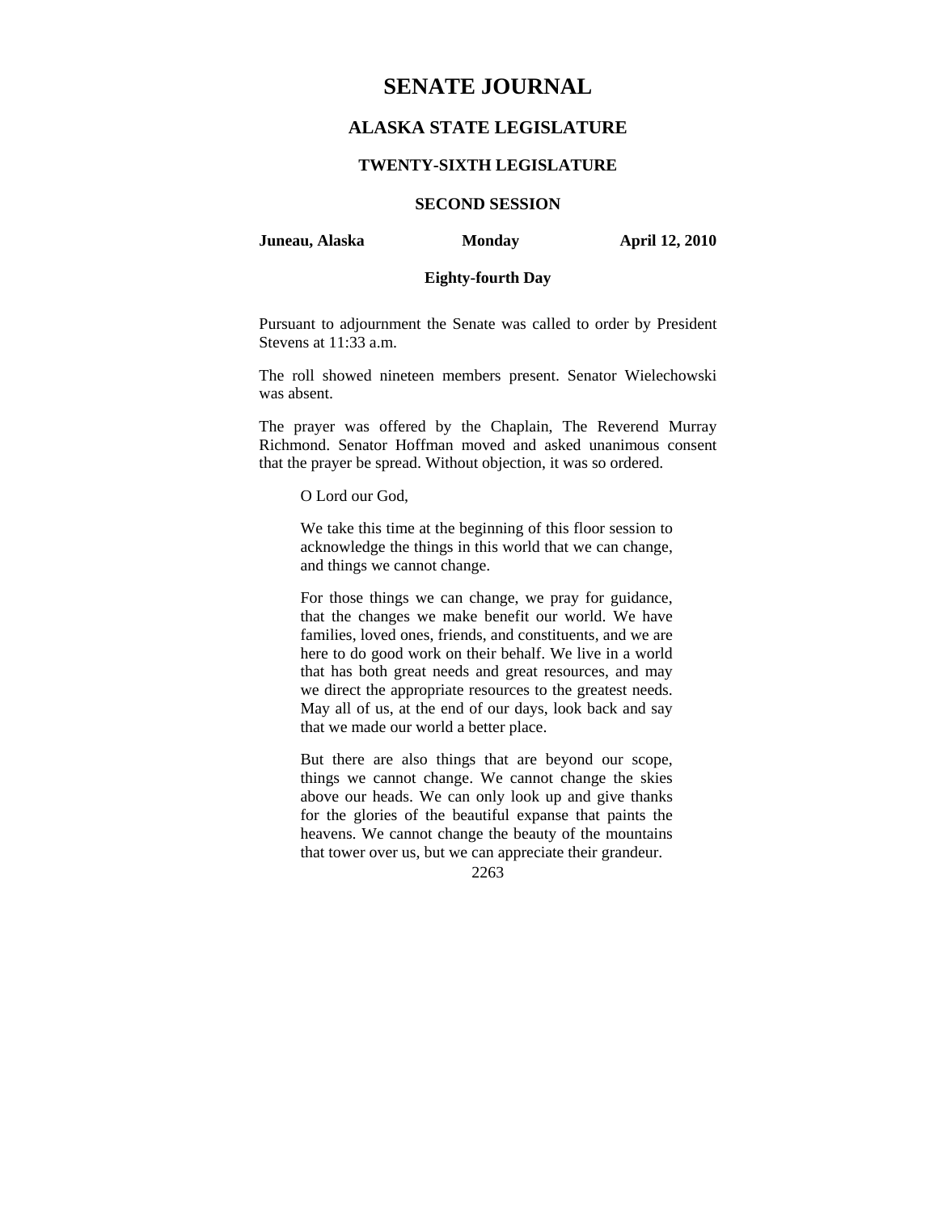# SENATE JOURNAL

## ALASKA STATE LEGISLATURE

### TWENTY-SIXTH LEGISLATURE

### SECOND SESSION

**Juneau, Alaska** **Monday** **April 12, 2010**

**Eighty-fourth Day**

Pursuant to adjournment the Senate was called to order by President Stevens at 11:33 a.m.

The roll showed nineteen members present. Senator Wielechowski was absent.

The prayer was offered by the Chaplain, The Reverend Murray Richmond. Senator Hoffman moved and asked unanimous consent that the prayer be spread. Without objection, it was so ordered.

> O Lord our God,
>
> We take this time at the beginning of this floor session to acknowledge the things in this world that we can change, and things we cannot change.
>
> For those things we can change, we pray for guidance, that the changes we make benefit our world. We have families, loved ones, friends, and constituents, and we are here to do good work on their behalf. We live in a world that has both great needs and great resources, and may we direct the appropriate resources to the greatest needs. May all of us, at the end of our days, look back and say that we made our world a better place.
>
> But there are also things that are beyond our scope, things we cannot change. We cannot change the skies above our heads. We can only look up and give thanks for the glories of the beautiful expanse that paints the heavens. We cannot change the beauty of the mountains that tower over us, but we can appreciate their grandeur.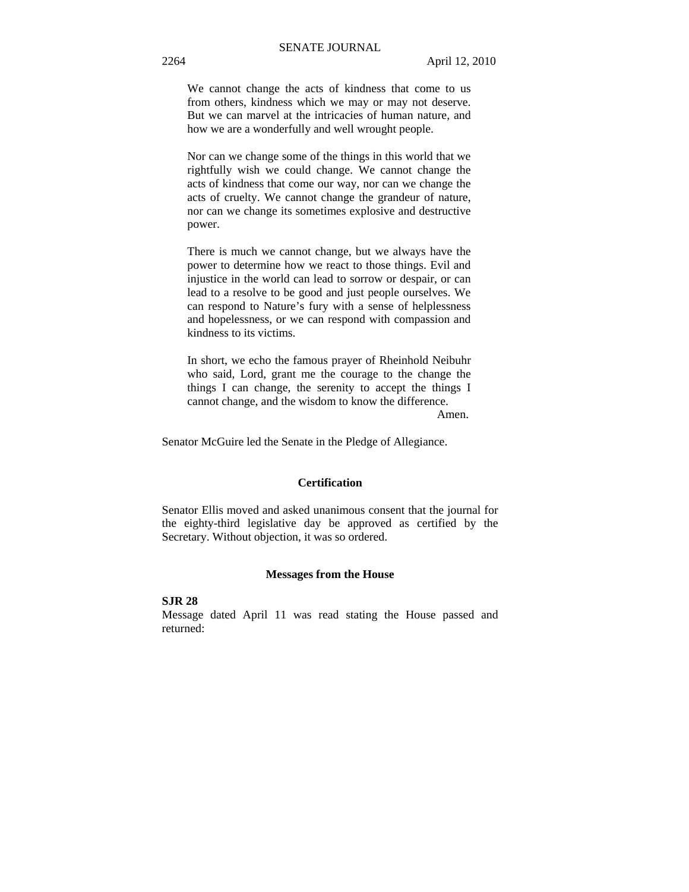We cannot change the acts of kindness that come to us from others, kindness which we may or may not deserve. But we can marvel at the intricacies of human nature, and how we are a wonderfully and well wrought people.

Nor can we change some of the things in this world that we rightfully wish we could change. We cannot change the acts of kindness that come our way, nor can we change the acts of cruelty. We cannot change the grandeur of nature, nor can we change its sometimes explosive and destructive power.

There is much we cannot change, but we always have the power to determine how we react to those things. Evil and injustice in the world can lead to sorrow or despair, or can lead to a resolve to be good and just people ourselves. We can respond to Nature's fury with a sense of helplessness and hopelessness, or we can respond with compassion and kindness to its victims.

In short, we echo the famous prayer of Rheinhold Neibuhr who said, Lord, grant me the courage to the change the things I can change, the serenity to accept the things I cannot change, and the wisdom to know the difference.

Amen.

Senator McGuire led the Senate in the Pledge of Allegiance.

**Certification**

Senator Ellis moved and asked unanimous consent that the journal for the eighty-third legislative day be approved as certified by the Secretary. Without objection, it was so ordered.

**Messages from the House**

**SJR 28**

Message dated April 11 was read stating the House passed and returned: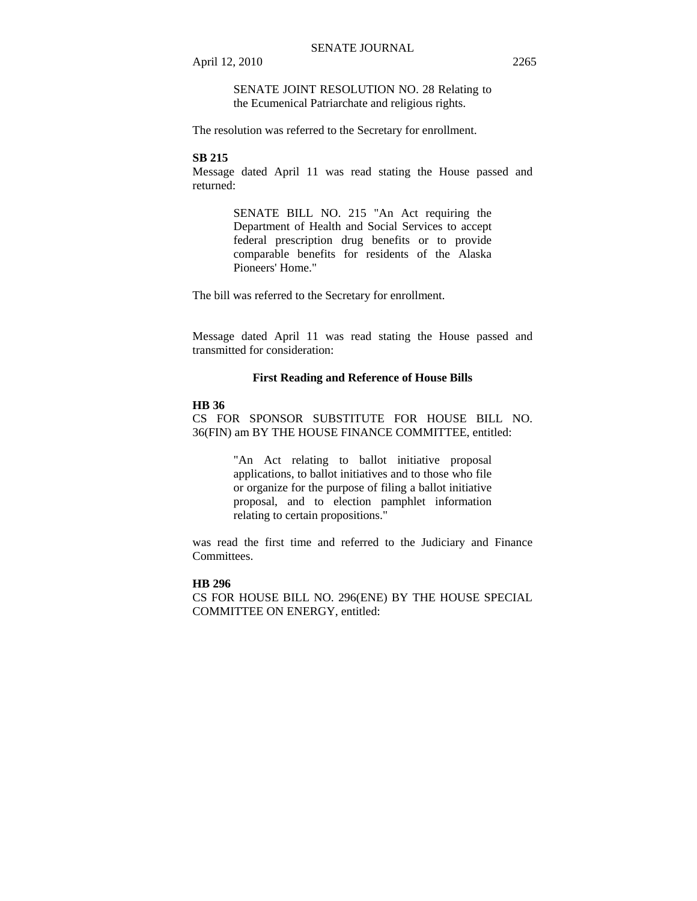SENATE JOINT RESOLUTION NO. 28 Relating to the Ecumenical Patriarchate and religious rights.

The resolution was referred to the Secretary for enrollment.

**SB 215**

Message dated April 11 was read stating the House passed and returned:

> SENATE BILL NO. 215 "An Act requiring the Department of Health and Social Services to accept federal prescription drug benefits or to provide comparable benefits for residents of the Alaska Pioneers' Home."

The bill was referred to the Secretary for enrollment.

Message dated April 11 was read stating the House passed and transmitted for consideration:

**First Reading and Reference of House Bills**

**HB 36**

CS FOR SPONSOR SUBSTITUTE FOR HOUSE BILL NO. 36(FIN) am BY THE HOUSE FINANCE COMMITTEE, entitled:

> "An Act relating to ballot initiative proposal applications, to ballot initiatives and to those who file or organize for the purpose of filing a ballot initiative proposal, and to election pamphlet information relating to certain propositions."

was read the first time and referred to the Judiciary and Finance Committees.

**HB 296**

CS FOR HOUSE BILL NO. 296(ENE) BY THE HOUSE SPECIAL COMMITTEE ON ENERGY, entitled: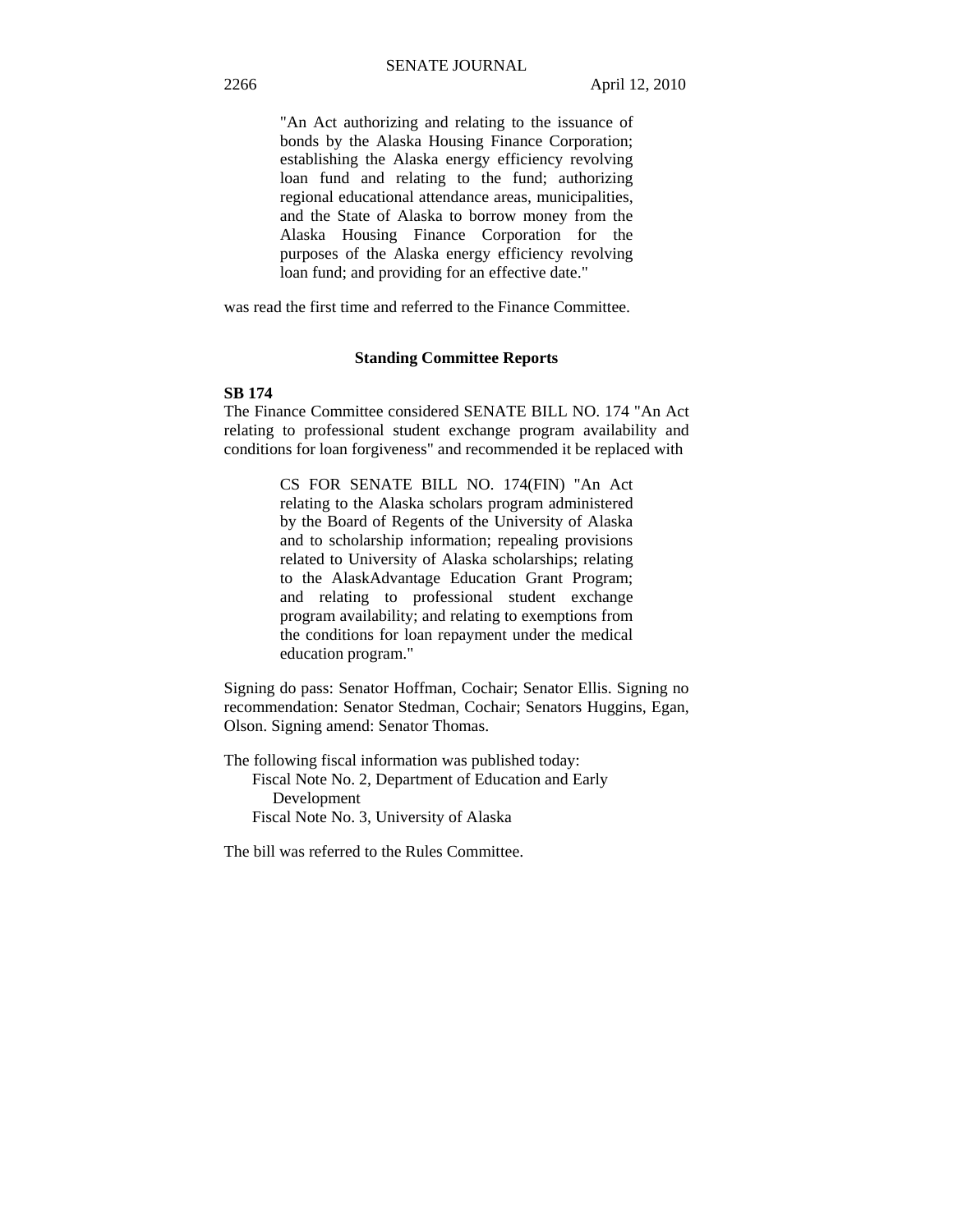"An Act authorizing and relating to the issuance of bonds by the Alaska Housing Finance Corporation; establishing the Alaska energy efficiency revolving loan fund and relating to the fund; authorizing regional educational attendance areas, municipalities, and the State of Alaska to borrow money from the Alaska Housing Finance Corporation for the purposes of the Alaska energy efficiency revolving loan fund; and providing for an effective date."

was read the first time and referred to the Finance Committee.

## Standing Committee Reports

**SB 174**

The Finance Committee considered SENATE BILL NO. 174 "An Act relating to professional student exchange program availability and conditions for loan forgiveness" and recommended it be replaced with

> CS FOR SENATE BILL NO. 174(FIN) "An Act relating to the Alaska scholars program administered by the Board of Regents of the University of Alaska and to scholarship information; repealing provisions related to University of Alaska scholarships; relating to the AlaskAdvantage Education Grant Program; and relating to professional student exchange program availability; and relating to exemptions from the conditions for loan repayment under the medical education program."

Signing do pass: Senator Hoffman, Cochair; Senator Ellis. Signing no recommendation: Senator Stedman, Cochair; Senators Huggins, Egan, Olson. Signing amend: Senator Thomas.

The following fiscal information was published today:

- Fiscal Note No. 2, Department of Education and Early Development
- Fiscal Note No. 3, University of Alaska

The bill was referred to the Rules Committee.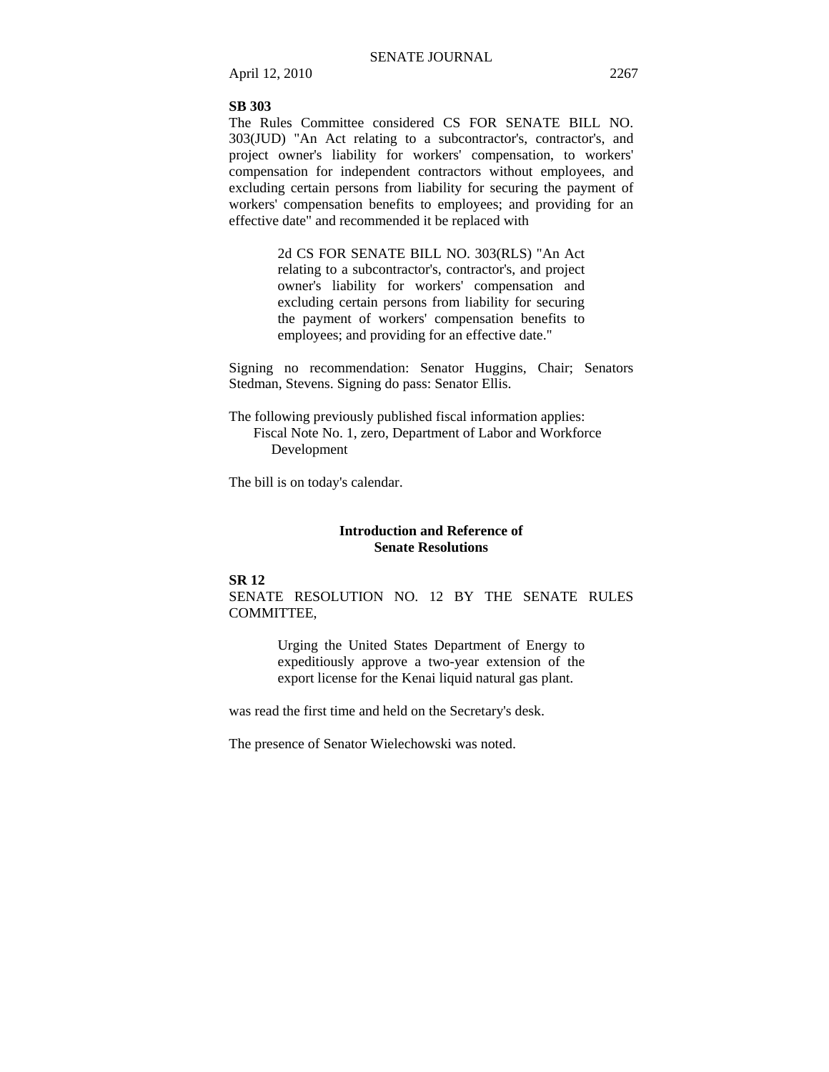**SB 303**

The Rules Committee considered CS FOR SENATE BILL NO. 303(JUD) "An Act relating to a subcontractor's, contractor's, and project owner's liability for workers' compensation, to workers' compensation for independent contractors without employees, and excluding certain persons from liability for securing the payment of workers' compensation benefits to employees; and providing for an effective date" and recommended it be replaced with

> 2d CS FOR SENATE BILL NO. 303(RLS) "An Act relating to a subcontractor's, contractor's, and project owner's liability for workers' compensation and excluding certain persons from liability for securing the payment of workers' compensation benefits to employees; and providing for an effective date."

Signing no recommendation: Senator Huggins, Chair; Senators Stedman, Stevens. Signing do pass: Senator Ellis.

The following previously published fiscal information applies:
Fiscal Note No. 1, zero, Department of Labor and Workforce Development

The bill is on today's calendar.

## Introduction and Reference of Senate Resolutions

**SR 12**

SENATE RESOLUTION NO. 12 BY THE SENATE RULES COMMITTEE,

> Urging the United States Department of Energy to expeditiously approve a two-year extension of the export license for the Kenai liquid natural gas plant.

was read the first time and held on the Secretary's desk.

The presence of Senator Wielechowski was noted.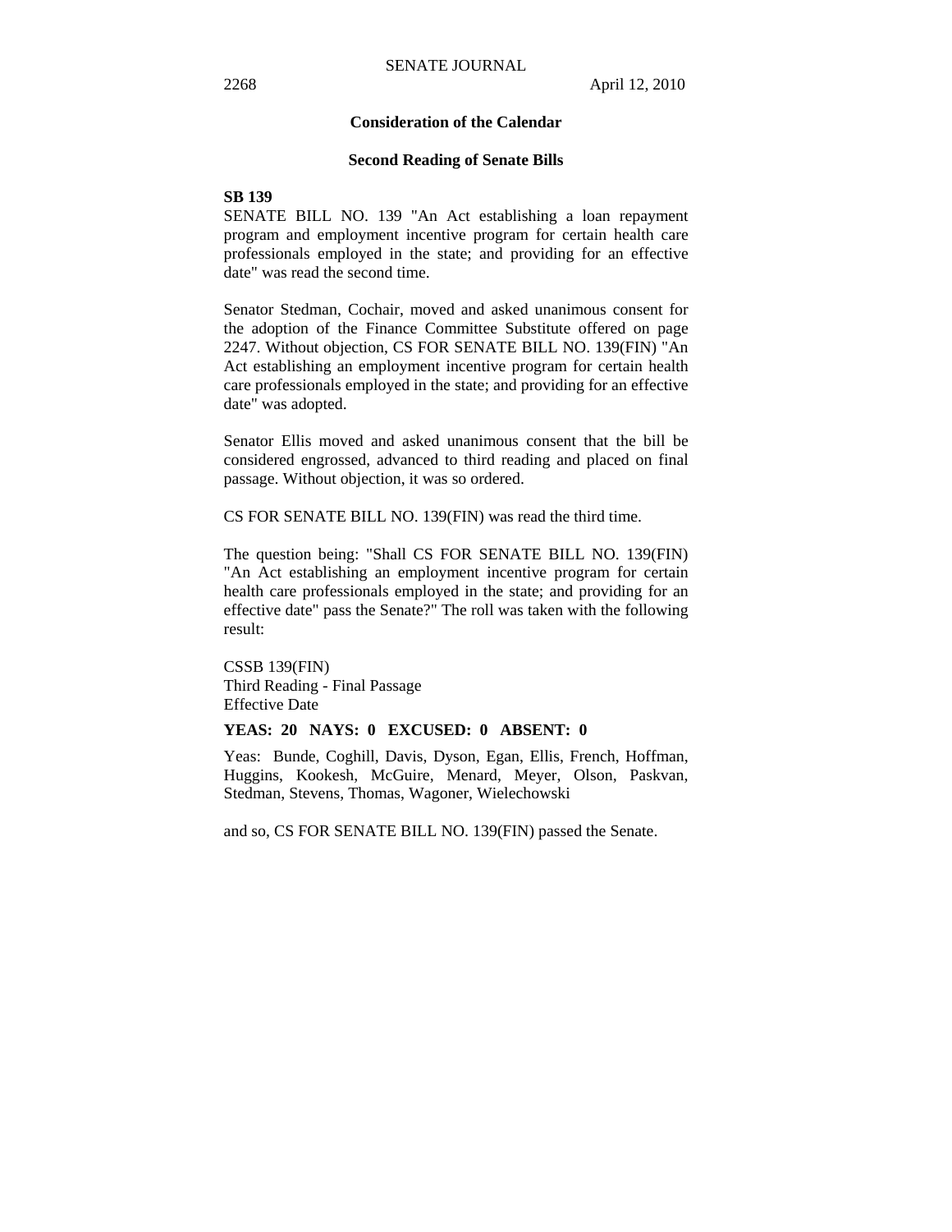## Consideration of the Calendar

### Second Reading of Senate Bills

**SB 139**

SENATE BILL NO. 139 "An Act establishing a loan repayment program and employment incentive program for certain health care professionals employed in the state; and providing for an effective date" was read the second time.

Senator Stedman, Cochair, moved and asked unanimous consent for the adoption of the Finance Committee Substitute offered on page 2247. Without objection, CS FOR SENATE BILL NO. 139(FIN) "An Act establishing an employment incentive program for certain health care professionals employed in the state; and providing for an effective date" was adopted.

Senator Ellis moved and asked unanimous consent that the bill be considered engrossed, advanced to third reading and placed on final passage. Without objection, it was so ordered.

CS FOR SENATE BILL NO. 139(FIN) was read the third time.

The question being: "Shall CS FOR SENATE BILL NO. 139(FIN) "An Act establishing an employment incentive program for certain health care professionals employed in the state; and providing for an effective date" pass the Senate?" The roll was taken with the following result:

CSSB 139(FIN)
Third Reading - Final Passage
Effective Date

**YEAS: 20 NAYS: 0 EXCUSED: 0 ABSENT: 0**

Yeas: Bunde, Coghill, Davis, Dyson, Egan, Ellis, French, Hoffman, Huggins, Kookesh, McGuire, Menard, Meyer, Olson, Paskvan, Stedman, Stevens, Thomas, Wagoner, Wielechowski

and so, CS FOR SENATE BILL NO. 139(FIN) passed the Senate.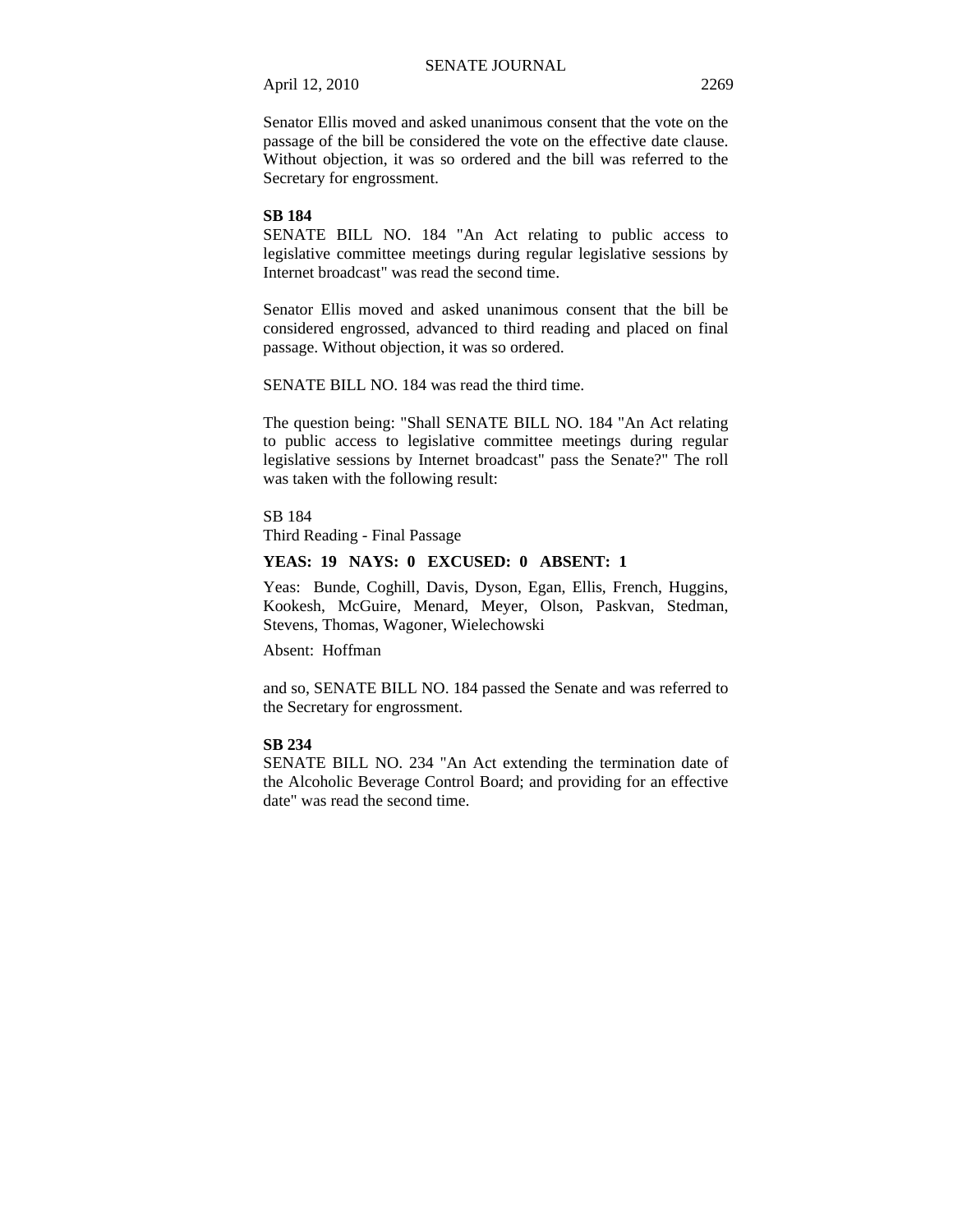Senator Ellis moved and asked unanimous consent that the vote on the passage of the bill be considered the vote on the effective date clause. Without objection, it was so ordered and the bill was referred to the Secretary for engrossment.

**SB 184**

SENATE BILL NO. 184 "An Act relating to public access to legislative committee meetings during regular legislative sessions by Internet broadcast" was read the second time.

Senator Ellis moved and asked unanimous consent that the bill be considered engrossed, advanced to third reading and placed on final passage. Without objection, it was so ordered.

SENATE BILL NO. 184 was read the third time.

The question being: "Shall SENATE BILL NO. 184 "An Act relating to public access to legislative committee meetings during regular legislative sessions by Internet broadcast" pass the Senate?" The roll was taken with the following result:

SB 184
Third Reading - Final Passage

**YEAS: 19 NAYS: 0 EXCUSED: 0 ABSENT: 1**

Yeas: Bunde, Coghill, Davis, Dyson, Egan, Ellis, French, Huggins, Kookesh, McGuire, Menard, Meyer, Olson, Paskvan, Stedman, Stevens, Thomas, Wagoner, Wielechowski

Absent: Hoffman

and so, SENATE BILL NO. 184 passed the Senate and was referred to the Secretary for engrossment.

**SB 234**

SENATE BILL NO. 234 "An Act extending the termination date of the Alcoholic Beverage Control Board; and providing for an effective date" was read the second time.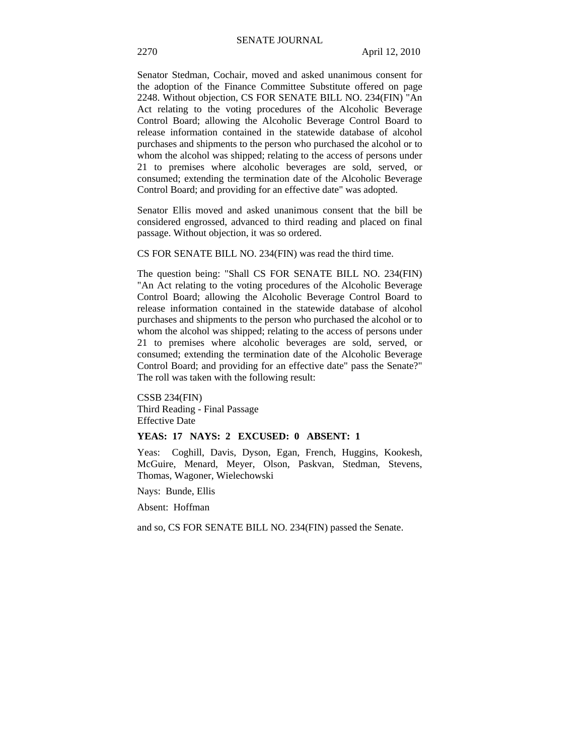Senator Stedman, Cochair, moved and asked unanimous consent for the adoption of the Finance Committee Substitute offered on page 2248. Without objection, CS FOR SENATE BILL NO. 234(FIN) "An Act relating to the voting procedures of the Alcoholic Beverage Control Board; allowing the Alcoholic Beverage Control Board to release information contained in the statewide database of alcohol purchases and shipments to the person who purchased the alcohol or to whom the alcohol was shipped; relating to the access of persons under 21 to premises where alcoholic beverages are sold, served, or consumed; extending the termination date of the Alcoholic Beverage Control Board; and providing for an effective date" was adopted.

Senator Ellis moved and asked unanimous consent that the bill be considered engrossed, advanced to third reading and placed on final passage. Without objection, it was so ordered.

CS FOR SENATE BILL NO. 234(FIN) was read the third time.

The question being: "Shall CS FOR SENATE BILL NO. 234(FIN) "An Act relating to the voting procedures of the Alcoholic Beverage Control Board; allowing the Alcoholic Beverage Control Board to release information contained in the statewide database of alcohol purchases and shipments to the person who purchased the alcohol or to whom the alcohol was shipped; relating to the access of persons under 21 to premises where alcoholic beverages are sold, served, or consumed; extending the termination date of the Alcoholic Beverage Control Board; and providing for an effective date" pass the Senate?" The roll was taken with the following result:

CSSB 234(FIN)
Third Reading - Final Passage
Effective Date

**YEAS: 17 NAYS: 2 EXCUSED: 0 ABSENT: 1**

Yeas: Coghill, Davis, Dyson, Egan, French, Huggins, Kookesh, McGuire, Menard, Meyer, Olson, Paskvan, Stedman, Stevens, Thomas, Wagoner, Wielechowski

Nays: Bunde, Ellis

Absent: Hoffman

and so, CS FOR SENATE BILL NO. 234(FIN) passed the Senate.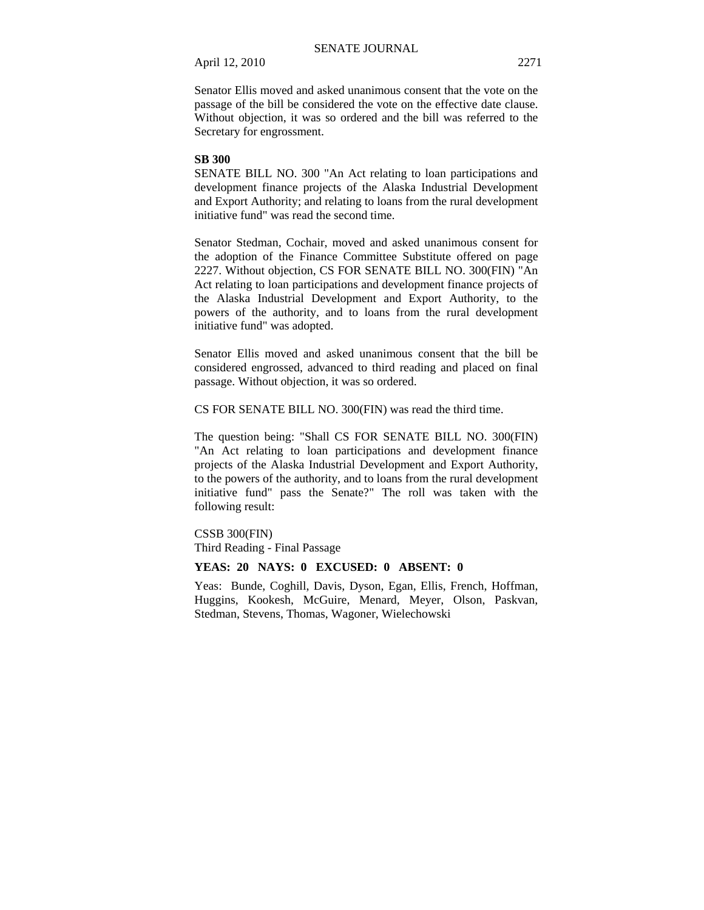Senator Ellis moved and asked unanimous consent that the vote on the passage of the bill be considered the vote on the effective date clause. Without objection, it was so ordered and the bill was referred to the Secretary for engrossment.

**SB 300**

SENATE BILL NO. 300 "An Act relating to loan participations and development finance projects of the Alaska Industrial Development and Export Authority; and relating to loans from the rural development initiative fund" was read the second time.

Senator Stedman, Cochair, moved and asked unanimous consent for the adoption of the Finance Committee Substitute offered on page 2227. Without objection, CS FOR SENATE BILL NO. 300(FIN) "An Act relating to loan participations and development finance projects of the Alaska Industrial Development and Export Authority, to the powers of the authority, and to loans from the rural development initiative fund" was adopted.

Senator Ellis moved and asked unanimous consent that the bill be considered engrossed, advanced to third reading and placed on final passage. Without objection, it was so ordered.

CS FOR SENATE BILL NO. 300(FIN) was read the third time.

The question being: "Shall CS FOR SENATE BILL NO. 300(FIN) "An Act relating to loan participations and development finance projects of the Alaska Industrial Development and Export Authority, to the powers of the authority, and to loans from the rural development initiative fund" pass the Senate?" The roll was taken with the following result:

CSSB 300(FIN)
Third Reading - Final Passage

**YEAS: 20 NAYS: 0 EXCUSED: 0 ABSENT: 0**

Yeas: Bunde, Coghill, Davis, Dyson, Egan, Ellis, French, Hoffman, Huggins, Kookesh, McGuire, Menard, Meyer, Olson, Paskvan, Stedman, Stevens, Thomas, Wagoner, Wielechowski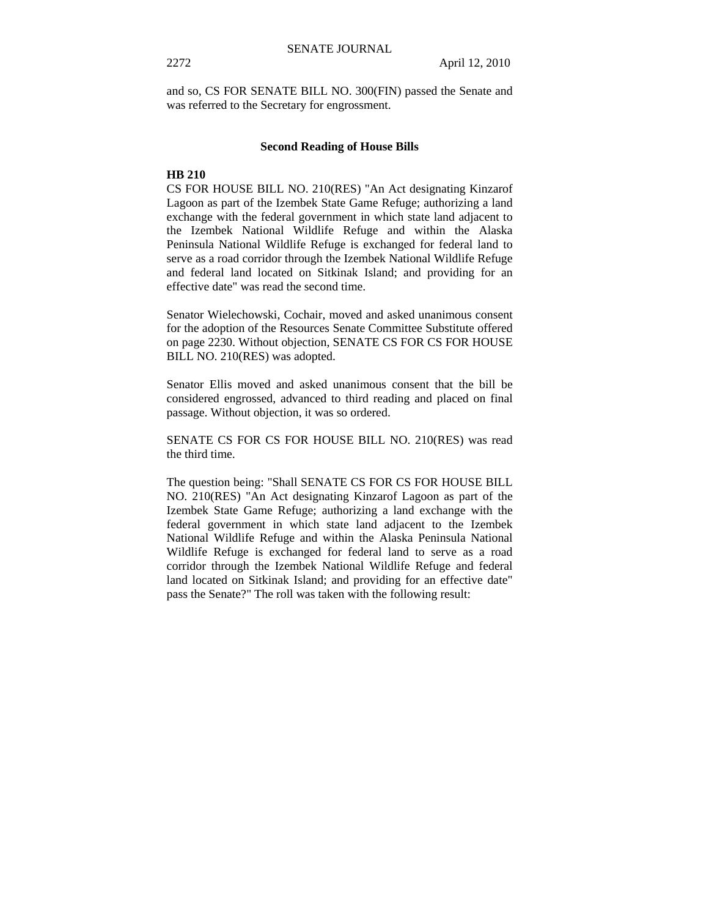and so, CS FOR SENATE BILL NO. 300(FIN) passed the Senate and was referred to the Secretary for engrossment.

## Second Reading of House Bills

**HB 210**

CS FOR HOUSE BILL NO. 210(RES) "An Act designating Kinzarof Lagoon as part of the Izembek State Game Refuge; authorizing a land exchange with the federal government in which state land adjacent to the Izembek National Wildlife Refuge and within the Alaska Peninsula National Wildlife Refuge is exchanged for federal land to serve as a road corridor through the Izembek National Wildlife Refuge and federal land located on Sitkinak Island; and providing for an effective date" was read the second time.

Senator Wielechowski, Cochair, moved and asked unanimous consent for the adoption of the Resources Senate Committee Substitute offered on page 2230. Without objection, SENATE CS FOR CS FOR HOUSE BILL NO. 210(RES) was adopted.

Senator Ellis moved and asked unanimous consent that the bill be considered engrossed, advanced to third reading and placed on final passage. Without objection, it was so ordered.

SENATE CS FOR CS FOR HOUSE BILL NO. 210(RES) was read the third time.

The question being: "Shall SENATE CS FOR CS FOR HOUSE BILL NO. 210(RES) "An Act designating Kinzarof Lagoon as part of the Izembek State Game Refuge; authorizing a land exchange with the federal government in which state land adjacent to the Izembek National Wildlife Refuge and within the Alaska Peninsula National Wildlife Refuge is exchanged for federal land to serve as a road corridor through the Izembek National Wildlife Refuge and federal land located on Sitkinak Island; and providing for an effective date" pass the Senate?" The roll was taken with the following result: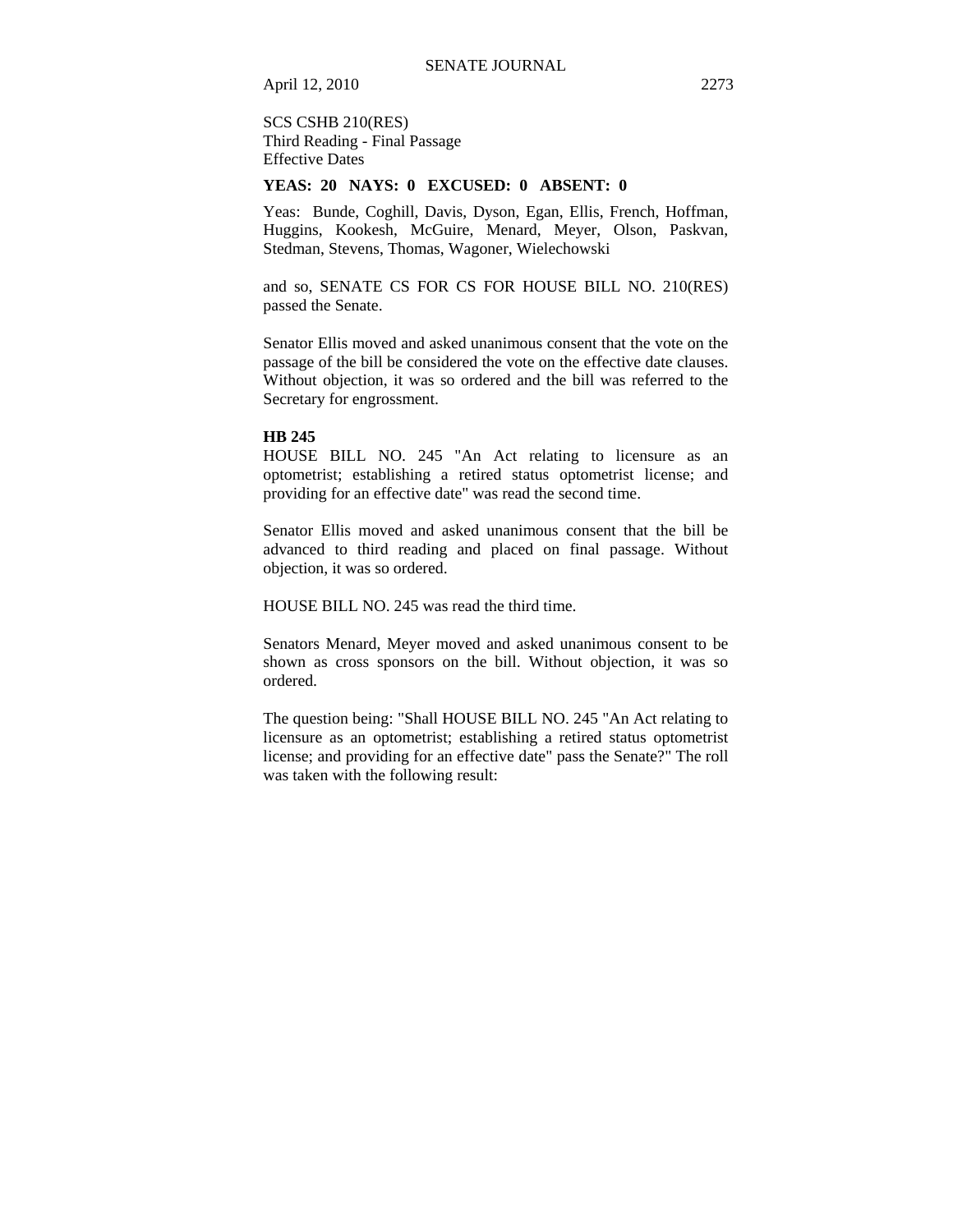SCS CSHB 210(RES)
Third Reading - Final Passage
Effective Dates

**YEAS: 20 NAYS: 0 EXCUSED: 0 ABSENT: 0**

Yeas: Bunde, Coghill, Davis, Dyson, Egan, Ellis, French, Hoffman, Huggins, Kookesh, McGuire, Menard, Meyer, Olson, Paskvan, Stedman, Stevens, Thomas, Wagoner, Wielechowski

and so, SENATE CS FOR CS FOR HOUSE BILL NO. 210(RES) passed the Senate.

Senator Ellis moved and asked unanimous consent that the vote on the passage of the bill be considered the vote on the effective date clauses. Without objection, it was so ordered and the bill was referred to the Secretary for engrossment.

**HB 245**

HOUSE BILL NO. 245 "An Act relating to licensure as an optometrist; establishing a retired status optometrist license; and providing for an effective date" was read the second time.

Senator Ellis moved and asked unanimous consent that the bill be advanced to third reading and placed on final passage. Without objection, it was so ordered.

HOUSE BILL NO. 245 was read the third time.

Senators Menard, Meyer moved and asked unanimous consent to be shown as cross sponsors on the bill. Without objection, it was so ordered.

The question being: "Shall HOUSE BILL NO. 245 "An Act relating to licensure as an optometrist; establishing a retired status optometrist license; and providing for an effective date" pass the Senate?" The roll was taken with the following result: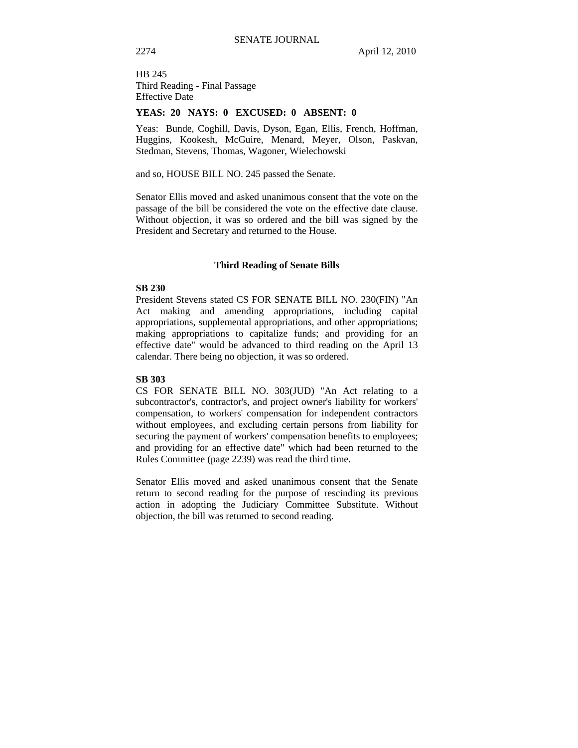HB 245
Third Reading - Final Passage
Effective Date

**YEAS: 20 NAYS: 0 EXCUSED: 0 ABSENT: 0**

Yeas: Bunde, Coghill, Davis, Dyson, Egan, Ellis, French, Hoffman, Huggins, Kookesh, McGuire, Menard, Meyer, Olson, Paskvan, Stedman, Stevens, Thomas, Wagoner, Wielechowski

and so, HOUSE BILL NO. 245 passed the Senate.

Senator Ellis moved and asked unanimous consent that the vote on the passage of the bill be considered the vote on the effective date clause. Without objection, it was so ordered and the bill was signed by the President and Secretary and returned to the House.

### Third Reading of Senate Bills

**SB 230**

President Stevens stated CS FOR SENATE BILL NO. 230(FIN) "An Act making and amending appropriations, including capital appropriations, supplemental appropriations, and other appropriations; making appropriations to capitalize funds; and providing for an effective date" would be advanced to third reading on the April 13 calendar. There being no objection, it was so ordered.

**SB 303**

CS FOR SENATE BILL NO. 303(JUD) "An Act relating to a subcontractor's, contractor's, and project owner's liability for workers' compensation, to workers' compensation for independent contractors without employees, and excluding certain persons from liability for securing the payment of workers' compensation benefits to employees; and providing for an effective date" which had been returned to the Rules Committee (page 2239) was read the third time.

Senator Ellis moved and asked unanimous consent that the Senate return to second reading for the purpose of rescinding its previous action in adopting the Judiciary Committee Substitute. Without objection, the bill was returned to second reading.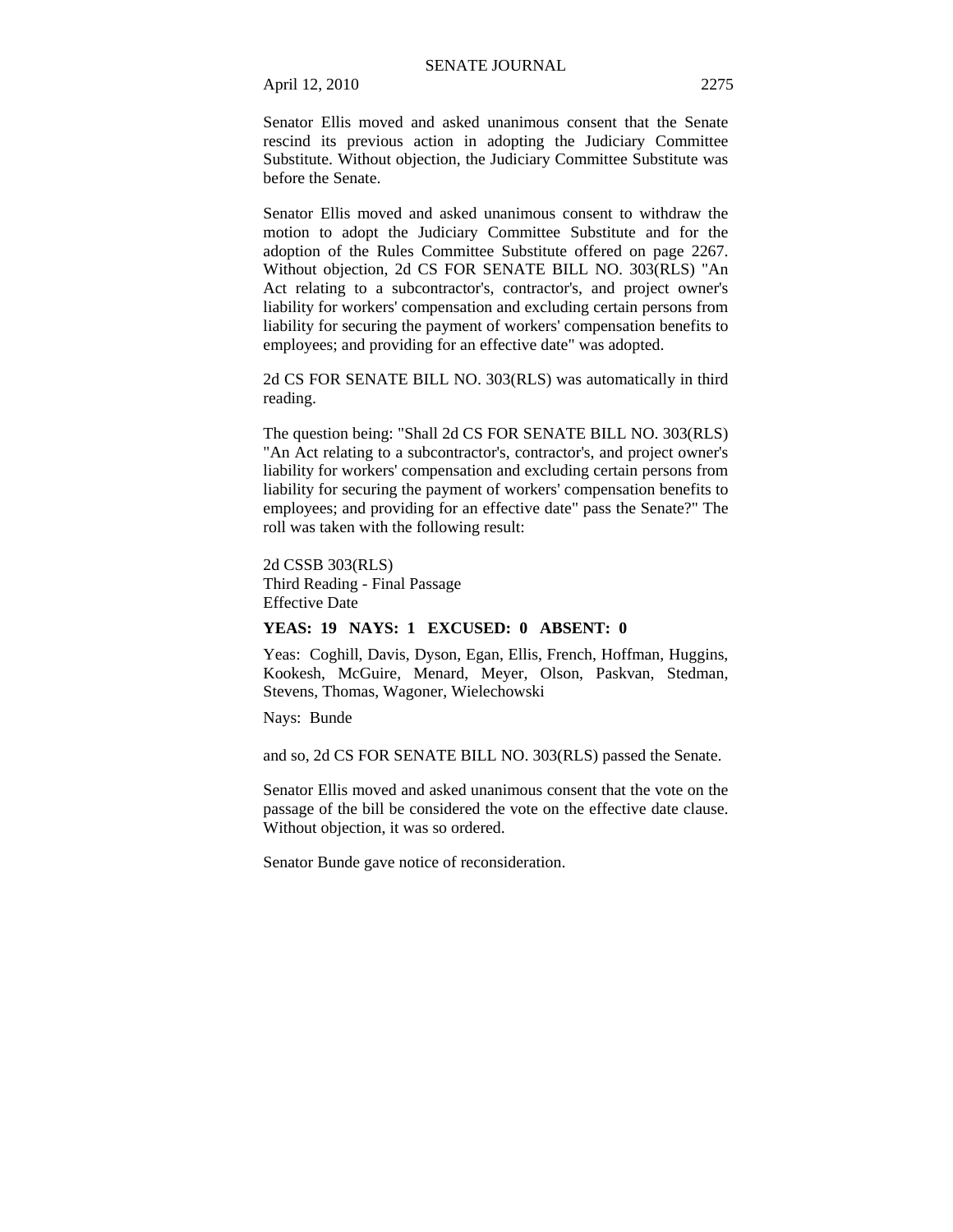Senator Ellis moved and asked unanimous consent that the Senate rescind its previous action in adopting the Judiciary Committee Substitute. Without objection, the Judiciary Committee Substitute was before the Senate.

Senator Ellis moved and asked unanimous consent to withdraw the motion to adopt the Judiciary Committee Substitute and for the adoption of the Rules Committee Substitute offered on page 2267. Without objection, 2d CS FOR SENATE BILL NO. 303(RLS) "An Act relating to a subcontractor's, contractor's, and project owner's liability for workers' compensation and excluding certain persons from liability for securing the payment of workers' compensation benefits to employees; and providing for an effective date" was adopted.

2d CS FOR SENATE BILL NO. 303(RLS) was automatically in third reading.

The question being: "Shall 2d CS FOR SENATE BILL NO. 303(RLS) "An Act relating to a subcontractor's, contractor's, and project owner's liability for workers' compensation and excluding certain persons from liability for securing the payment of workers' compensation benefits to employees; and providing for an effective date" pass the Senate?" The roll was taken with the following result:

2d CSSB 303(RLS)
Third Reading - Final Passage
Effective Date

**YEAS: 19 NAYS: 1 EXCUSED: 0 ABSENT: 0**

Yeas: Coghill, Davis, Dyson, Egan, Ellis, French, Hoffman, Huggins, Kookesh, McGuire, Menard, Meyer, Olson, Paskvan, Stedman, Stevens, Thomas, Wagoner, Wielechowski

Nays: Bunde

and so, 2d CS FOR SENATE BILL NO. 303(RLS) passed the Senate.

Senator Ellis moved and asked unanimous consent that the vote on the passage of the bill be considered the vote on the effective date clause. Without objection, it was so ordered.

Senator Bunde gave notice of reconsideration.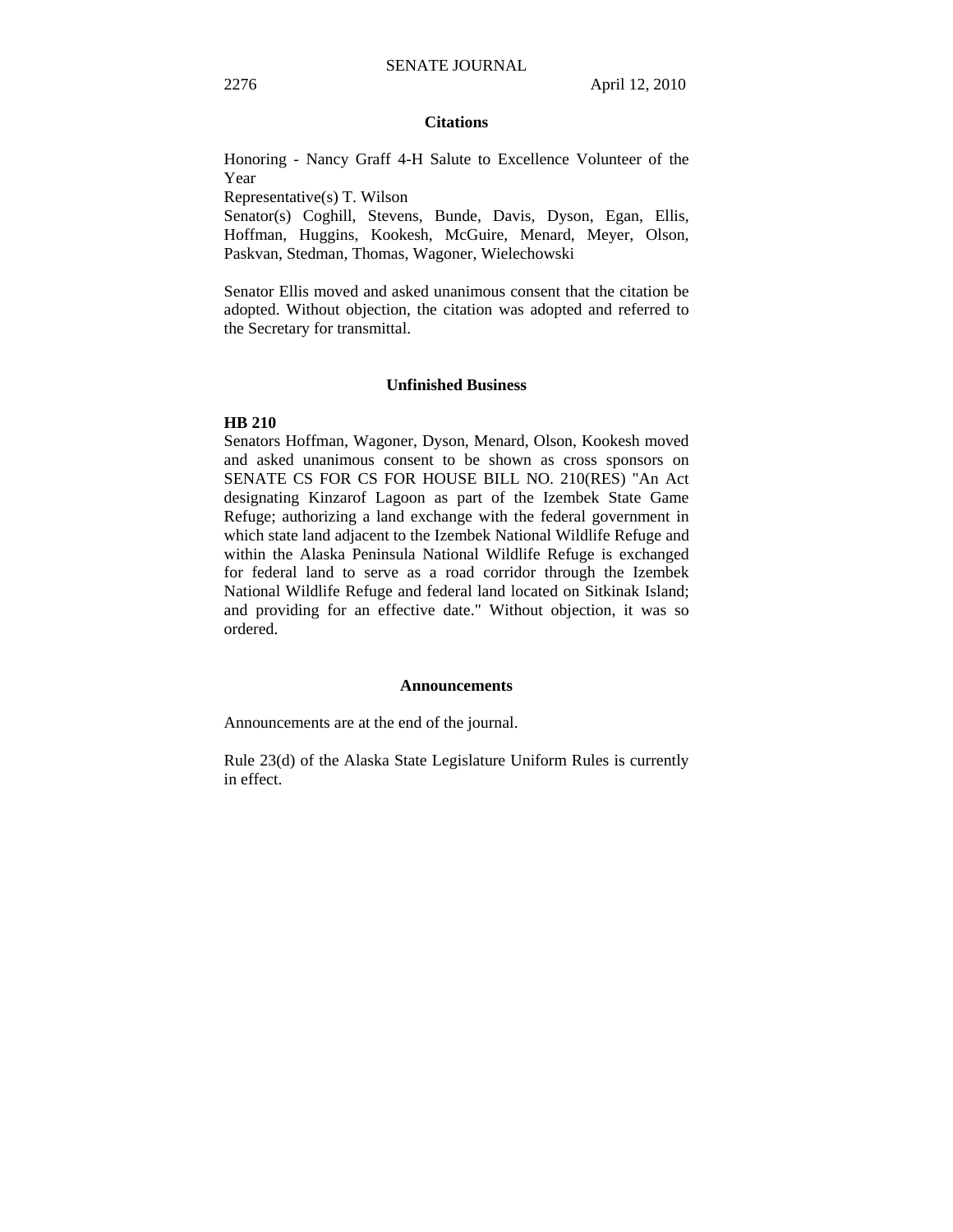## Citations

Honoring - Nancy Graff 4-H Salute to Excellence Volunteer of the Year

Representative(s) T. Wilson

Senator(s) Coghill, Stevens, Bunde, Davis, Dyson, Egan, Ellis, Hoffman, Huggins, Kookesh, McGuire, Menard, Meyer, Olson, Paskvan, Stedman, Thomas, Wagoner, Wielechowski

Senator Ellis moved and asked unanimous consent that the citation be adopted. Without objection, the citation was adopted and referred to the Secretary for transmittal.

## Unfinished Business

**HB 210**

Senators Hoffman, Wagoner, Dyson, Menard, Olson, Kookesh moved and asked unanimous consent to be shown as cross sponsors on SENATE CS FOR CS FOR HOUSE BILL NO. 210(RES) "An Act designating Kinzarof Lagoon as part of the Izembek State Game Refuge; authorizing a land exchange with the federal government in which state land adjacent to the Izembek National Wildlife Refuge and within the Alaska Peninsula National Wildlife Refuge is exchanged for federal land to serve as a road corridor through the Izembek National Wildlife Refuge and federal land located on Sitkinak Island; and providing for an effective date." Without objection, it was so ordered.

## Announcements

Announcements are at the end of the journal.

Rule 23(d) of the Alaska State Legislature Uniform Rules is currently in effect.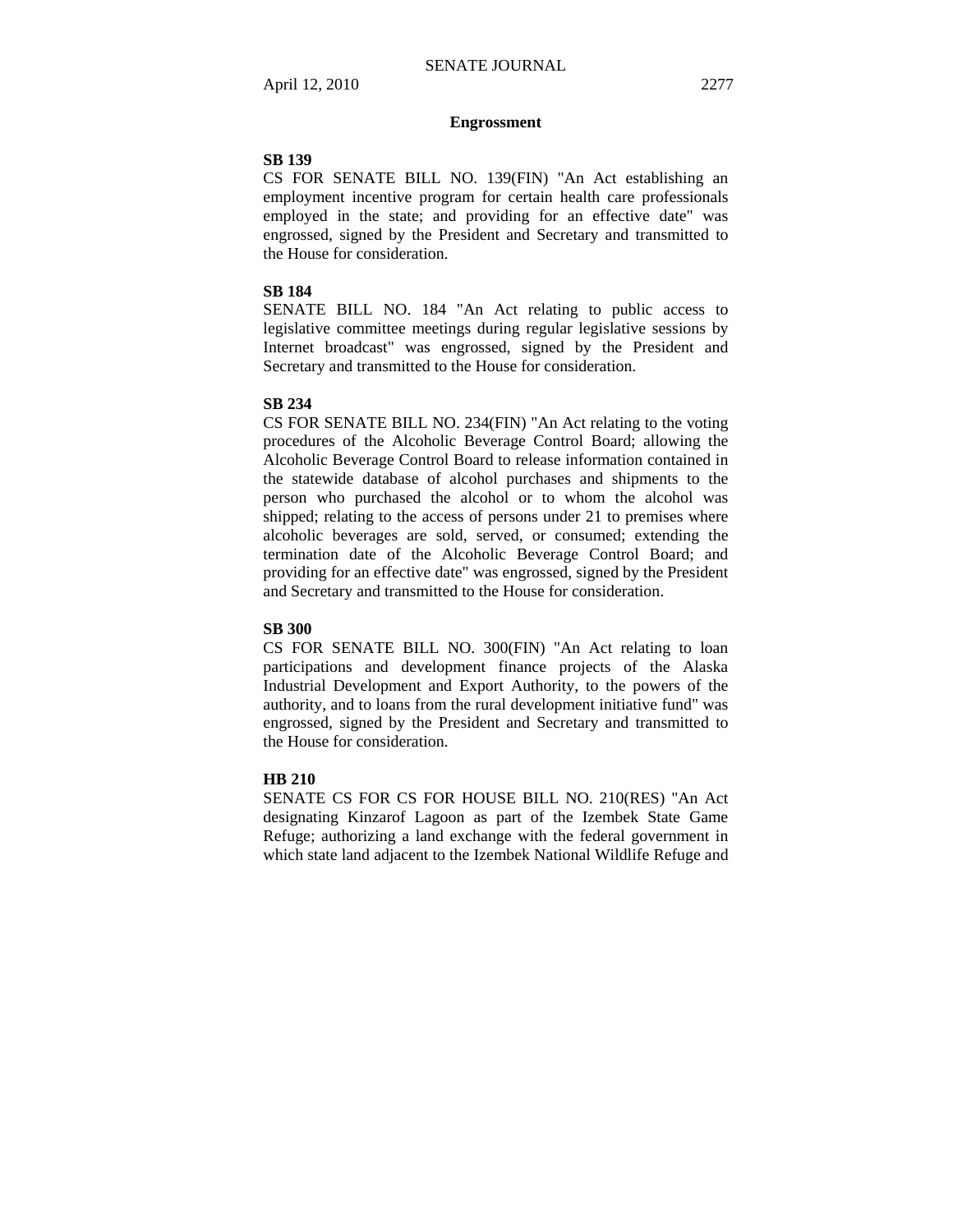## Engrossment

**SB 139**

CS FOR SENATE BILL NO. 139(FIN) "An Act establishing an employment incentive program for certain health care professionals employed in the state; and providing for an effective date" was engrossed, signed by the President and Secretary and transmitted to the House for consideration.

**SB 184**

SENATE BILL NO. 184 "An Act relating to public access to legislative committee meetings during regular legislative sessions by Internet broadcast" was engrossed, signed by the President and Secretary and transmitted to the House for consideration.

**SB 234**

CS FOR SENATE BILL NO. 234(FIN) "An Act relating to the voting procedures of the Alcoholic Beverage Control Board; allowing the Alcoholic Beverage Control Board to release information contained in the statewide database of alcohol purchases and shipments to the person who purchased the alcohol or to whom the alcohol was shipped; relating to the access of persons under 21 to premises where alcoholic beverages are sold, served, or consumed; extending the termination date of the Alcoholic Beverage Control Board; and providing for an effective date" was engrossed, signed by the President and Secretary and transmitted to the House for consideration.

**SB 300**

CS FOR SENATE BILL NO. 300(FIN) "An Act relating to loan participations and development finance projects of the Alaska Industrial Development and Export Authority, to the powers of the authority, and to loans from the rural development initiative fund" was engrossed, signed by the President and Secretary and transmitted to the House for consideration.

**HB 210**

SENATE CS FOR CS FOR HOUSE BILL NO. 210(RES) "An Act designating Kinzarof Lagoon as part of the Izembek State Game Refuge; authorizing a land exchange with the federal government in which state land adjacent to the Izembek National Wildlife Refuge and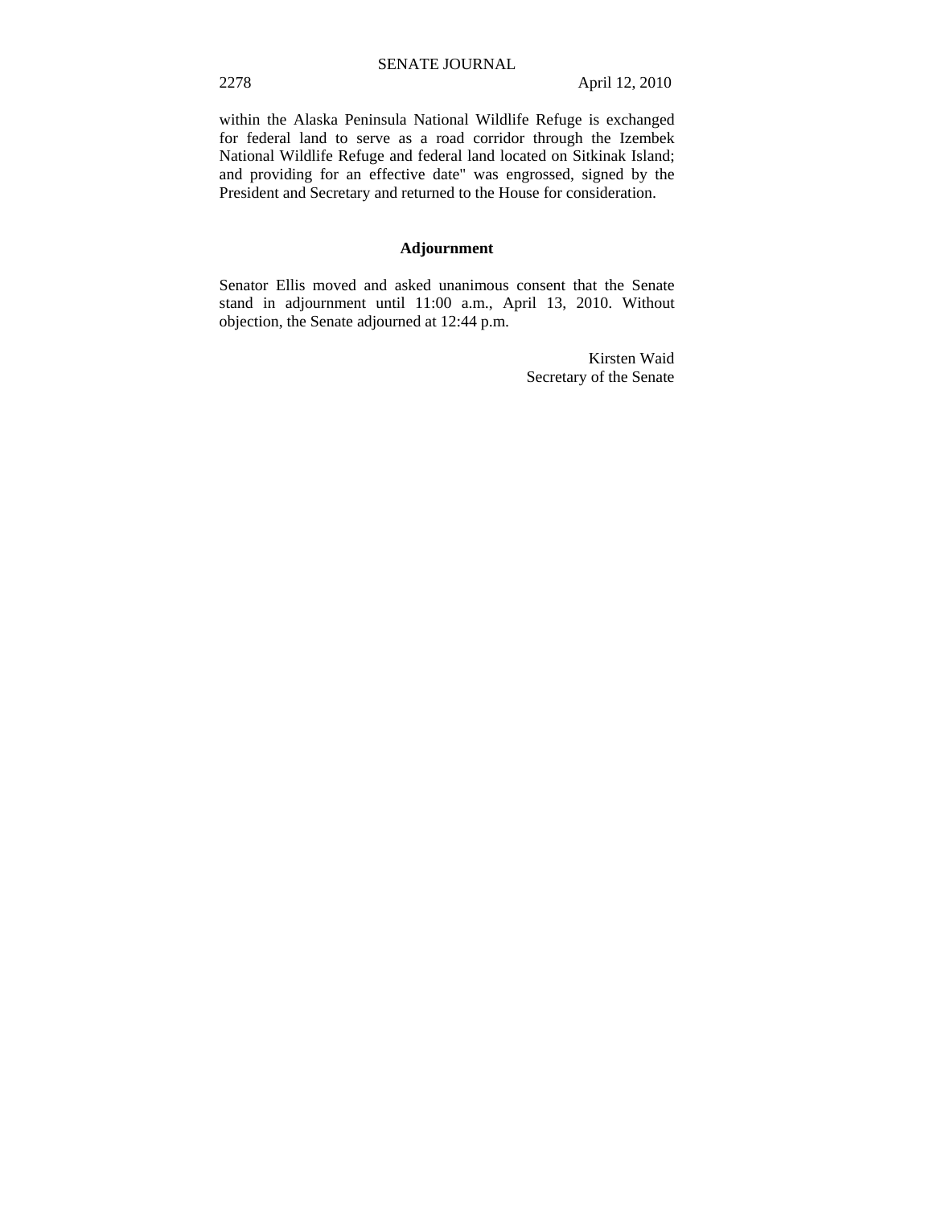within the Alaska Peninsula National Wildlife Refuge is exchanged for federal land to serve as a road corridor through the Izembek National Wildlife Refuge and federal land located on Sitkinak Island; and providing for an effective date" was engrossed, signed by the President and Secretary and returned to the House for consideration.

## Adjournment

Senator Ellis moved and asked unanimous consent that the Senate stand in adjournment until 11:00 a.m., April 13, 2010. Without objection, the Senate adjourned at 12:44 p.m.

Kirsten Waid
Secretary of the Senate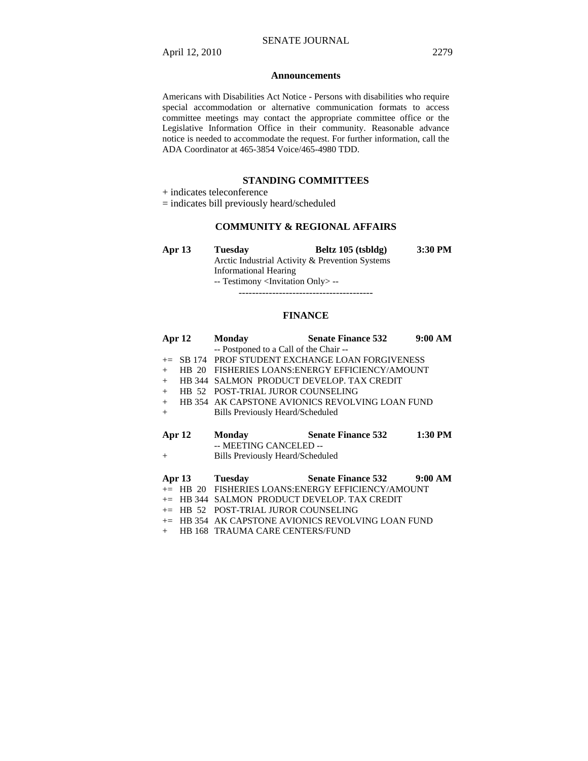## Announcements

Americans with Disabilities Act Notice - Persons with disabilities who require special accommodation or alternative communication formats to access committee meetings may contact the appropriate committee office or the Legislative Information Office in their community. Reasonable advance notice is needed to accommodate the request. For further information, call the ADA Coordinator at 465-3854 Voice/465-4980 TDD.

## STANDING COMMITTEES

+ indicates teleconference

= indicates bill previously heard/scheduled

### COMMUNITY & REGIONAL AFFAIRS

**Apr 13** **Tuesday** **Beltz 105 (tsbldg)** **3:30 PM**

Arctic Industrial Activity & Prevention Systems
Informational Hearing
-- Testimony <Invitation Only> --

----------------------------------------

### FINANCE

**Apr 12** **Monday** **Senate Finance 532** **9:00 AM**

-- Postponed to a Call of the Chair --

+= SB 174 PROF STUDENT EXCHANGE LOAN FORGIVENESS
+ HB 20 FISHERIES LOANS:ENERGY EFFICIENCY/AMOUNT
+ HB 344 SALMON PRODUCT DEVELOP. TAX CREDIT
+ HB 52 POST-TRIAL JUROR COUNSELING
+ HB 354 AK CAPSTONE AVIONICS REVOLVING LOAN FUND
+ Bills Previously Heard/Scheduled

**Apr 12** **Monday** **Senate Finance 532** **1:30 PM**

-- MEETING CANCELED --

+ Bills Previously Heard/Scheduled

**Apr 13** **Tuesday** **Senate Finance 532** **9:00 AM**

+= HB 20 FISHERIES LOANS:ENERGY EFFICIENCY/AMOUNT
+= HB 344 SALMON PRODUCT DEVELOP. TAX CREDIT
+= HB 52 POST-TRIAL JUROR COUNSELING
+= HB 354 AK CAPSTONE AVIONICS REVOLVING LOAN FUND
+ HB 168 TRAUMA CARE CENTERS/FUND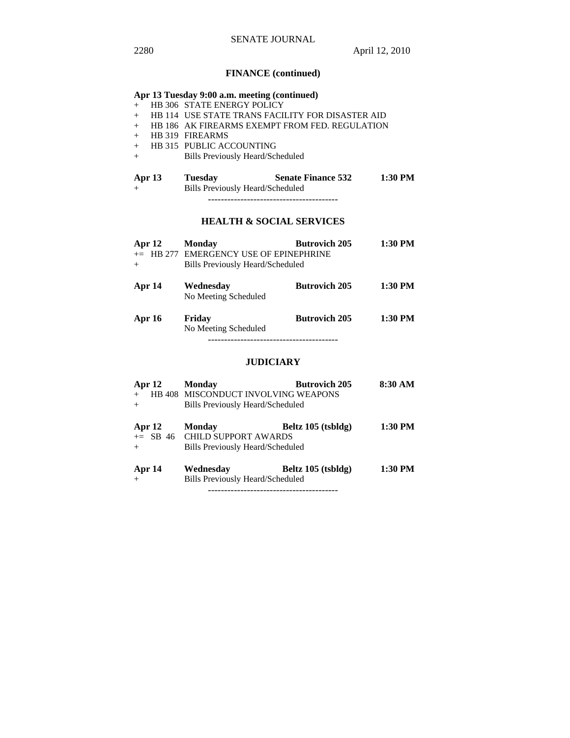## FINANCE (continued)

**Apr 13 Tuesday 9:00 a.m. meeting (continued)**

+ HB 306 STATE ENERGY POLICY
+ HB 114 USE STATE TRANS FACILITY FOR DISASTER AID
+ HB 186 AK FIREARMS EXEMPT FROM FED. REGULATION
+ HB 319 FIREARMS
+ HB 315 PUBLIC ACCOUNTING
+ Bills Previously Heard/Scheduled

**Apr 13** **Tuesday** **Senate Finance 532** **1:30 PM**
+ Bills Previously Heard/Scheduled

----------------------------------------

## HEALTH & SOCIAL SERVICES

**Apr 12** **Monday** **Butrovich 205** **1:30 PM**
+= HB 277 EMERGENCY USE OF EPINEPHRINE
+ Bills Previously Heard/Scheduled

**Apr 14** **Wednesday** **Butrovich 205** **1:30 PM**
No Meeting Scheduled

**Apr 16** **Friday** **Butrovich 205** **1:30 PM**
No Meeting Scheduled

----------------------------------------

## JUDICIARY

**Apr 12** **Monday** **Butrovich 205** **8:30 AM**
+ HB 408 MISCONDUCT INVOLVING WEAPONS
+ Bills Previously Heard/Scheduled

**Apr 12** **Monday** **Beltz 105 (tsbldg)** **1:30 PM**
+= SB 46 CHILD SUPPORT AWARDS
+ Bills Previously Heard/Scheduled

**Apr 14** **Wednesday** **Beltz 105 (tsbldg)** **1:30 PM**
+ Bills Previously Heard/Scheduled

----------------------------------------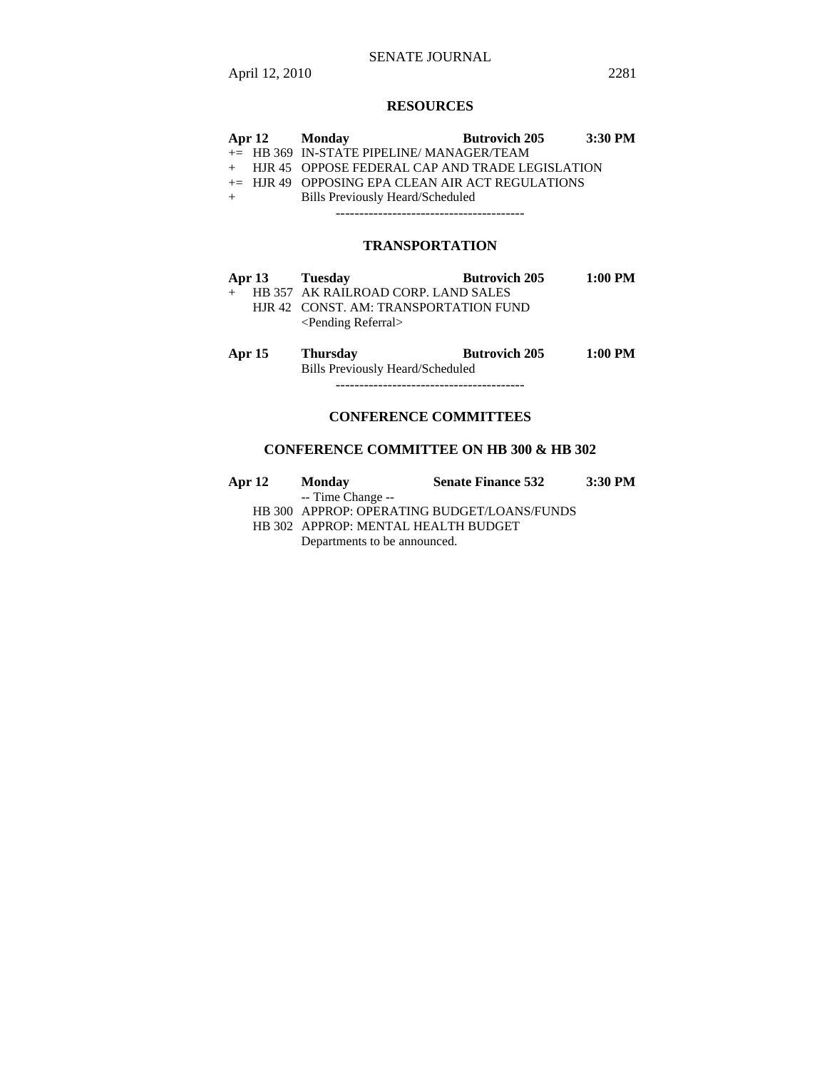## RESOURCES

**Apr 12 Monday Butrovich 205 3:30 PM**

+= HB 369 IN-STATE PIPELINE/ MANAGER/TEAM
+ HJR 45 OPPOSE FEDERAL CAP AND TRADE LEGISLATION
+= HJR 49 OPPOSING EPA CLEAN AIR ACT REGULATIONS
+ Bills Previously Heard/Scheduled

----------------------------------------

## TRANSPORTATION

**Apr 13 Tuesday Butrovich 205 1:00 PM**

+ HB 357 AK RAILROAD CORP. LAND SALES
HJR 42 CONST. AM: TRANSPORTATION FUND
<Pending Referral>

**Apr 15 Thursday Butrovich 205 1:00 PM**

Bills Previously Heard/Scheduled

----------------------------------------

## CONFERENCE COMMITTEES

### CONFERENCE COMMITTEE ON HB 300 & HB 302

**Apr 12 Monday Senate Finance 532 3:30 PM**

-- Time Change --
HB 300 APPROP: OPERATING BUDGET/LOANS/FUNDS
HB 302 APPROP: MENTAL HEALTH BUDGET
Departments to be announced.